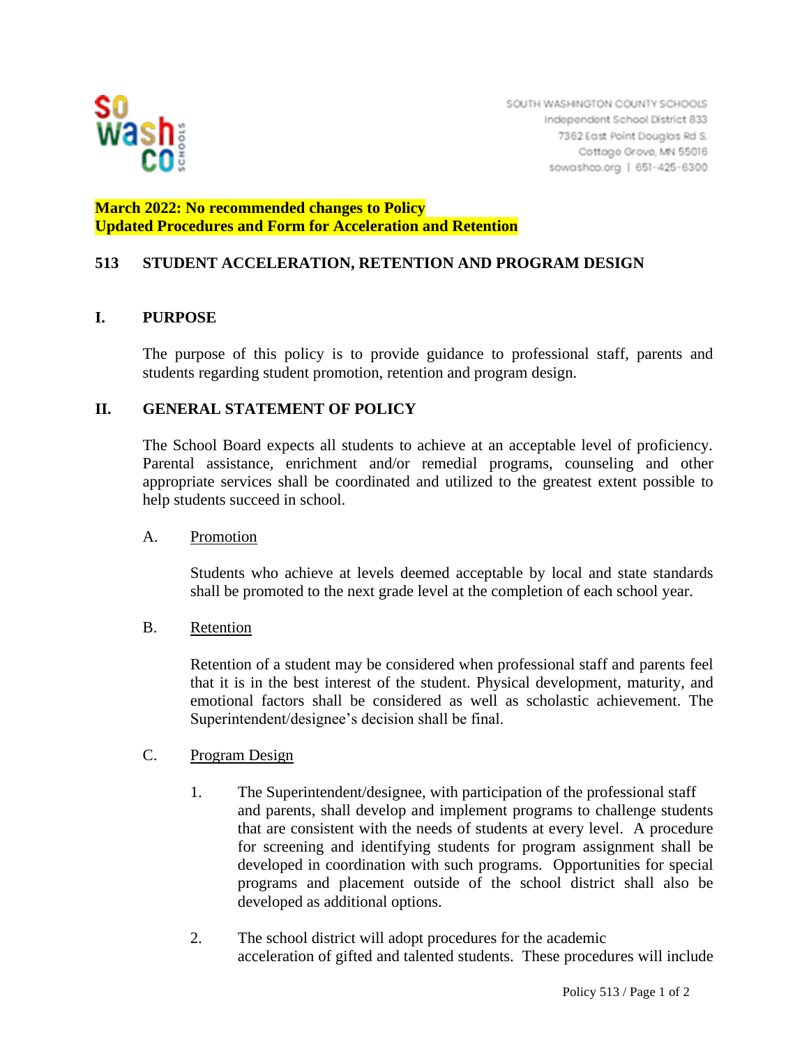SOUTH WASHINGTON COUNTY SCHOOLS
Independent School District 833
7362 East Point Douglas Rd S.
Cottage Grove, MN 55016
sowashco.org | 651-425-6300

**March 2022: No recommended changes to Policy**
**Updated Procedures and Form for Acceleration and Retention**

# 513 STUDENT ACCELERATION, RETENTION AND PROGRAM DESIGN

## I. PURPOSE

The purpose of this policy is to provide guidance to professional staff, parents and students regarding student promotion, retention and program design.

## II. GENERAL STATEMENT OF POLICY

The School Board expects all students to achieve at an acceptable level of proficiency. Parental assistance, enrichment and/or remedial programs, counseling and other appropriate services shall be coordinated and utilized to the greatest extent possible to help students succeed in school.

A. Promotion

Students who achieve at levels deemed acceptable by local and state standards shall be promoted to the next grade level at the completion of each school year.

B. Retention

Retention of a student may be considered when professional staff and parents feel that it is in the best interest of the student. Physical development, maturity, and emotional factors shall be considered as well as scholastic achievement. The Superintendent/designee's decision shall be final.

C. Program Design

1. The Superintendent/designee, with participation of the professional staff and parents, shall develop and implement programs to challenge students that are consistent with the needs of students at every level. A procedure for screening and identifying students for program assignment shall be developed in coordination with such programs. Opportunities for special programs and placement outside of the school district shall also be developed as additional options.

2. The school district will adopt procedures for the academic acceleration of gifted and talented students. These procedures will include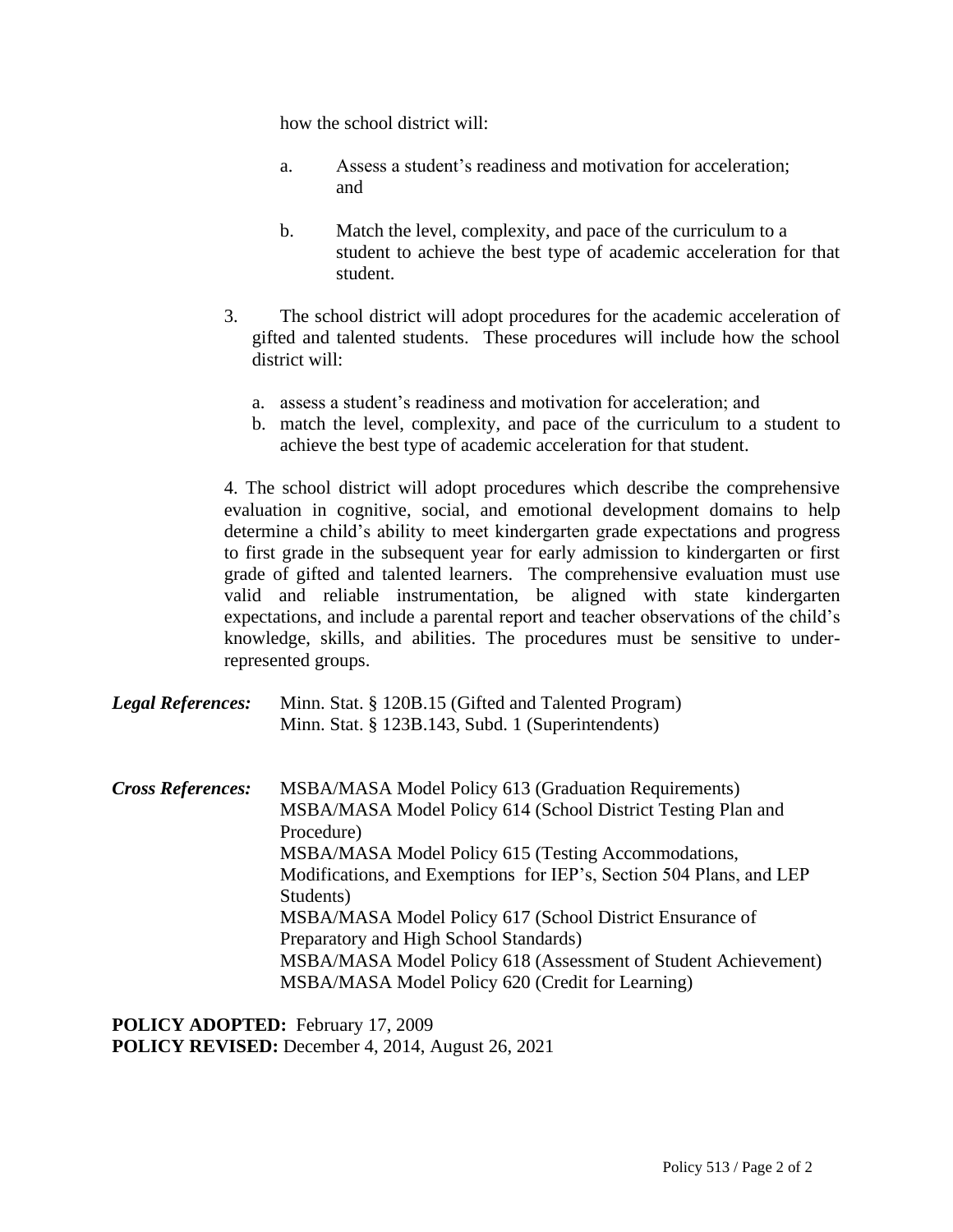how the school district will:

a. Assess a student's readiness and motivation for acceleration; and

b. Match the level, complexity, and pace of the curriculum to a student to achieve the best type of academic acceleration for that student.

3. The school district will adopt procedures for the academic acceleration of gifted and talented students. These procedures will include how the school district will:

a. assess a student's readiness and motivation for acceleration; and
b. match the level, complexity, and pace of the curriculum to a student to achieve the best type of academic acceleration for that student.

4. The school district will adopt procedures which describe the comprehensive evaluation in cognitive, social, and emotional development domains to help determine a child's ability to meet kindergarten grade expectations and progress to first grade in the subsequent year for early admission to kindergarten or first grade of gifted and talented learners. The comprehensive evaluation must use valid and reliable instrumentation, be aligned with state kindergarten expectations, and include a parental report and teacher observations of the child's knowledge, skills, and abilities. The procedures must be sensitive to under-represented groups.

***Legal References:*** Minn. Stat. § 120B.15 (Gifted and Talented Program)
Minn. Stat. § 123B.143, Subd. 1 (Superintendents)

***Cross References:*** MSBA/MASA Model Policy 613 (Graduation Requirements)
MSBA/MASA Model Policy 614 (School District Testing Plan and Procedure)
MSBA/MASA Model Policy 615 (Testing Accommodations, Modifications, and Exemptions for IEP's, Section 504 Plans, and LEP Students)
MSBA/MASA Model Policy 617 (School District Ensurance of Preparatory and High School Standards)
MSBA/MASA Model Policy 618 (Assessment of Student Achievement)
MSBA/MASA Model Policy 620 (Credit for Learning)

**POLICY ADOPTED:** February 17, 2009
**POLICY REVISED:** December 4, 2014, August 26, 2021